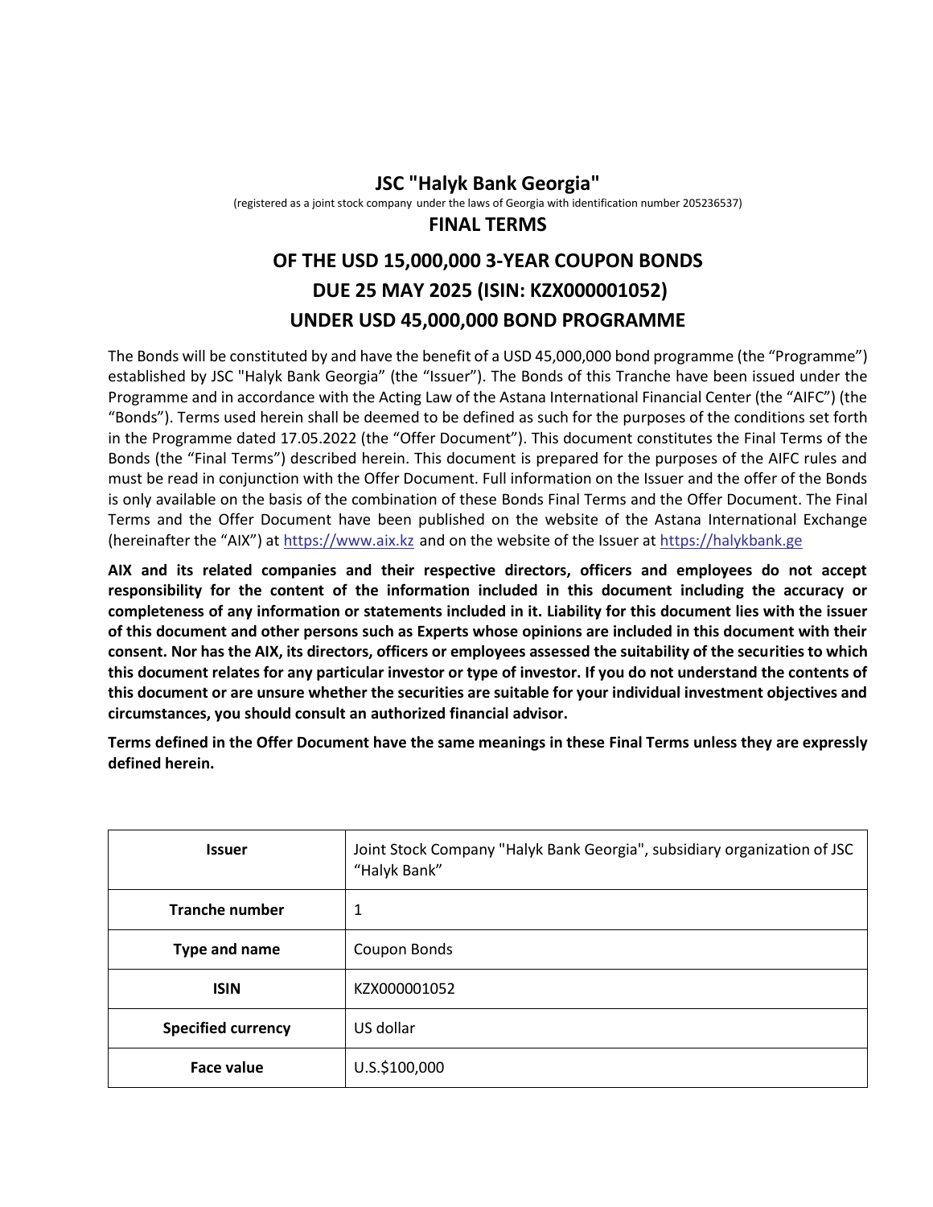# JSC "Halyk Bank Georgia"

(registered as a joint stock company under the laws of Georgia with identification number 205236537)

## FINAL TERMS

## OF THE USD 15,000,000 3-YEAR COUPON BONDS DUE 25 MAY 2025 (ISIN: KZX000001052) UNDER USD 45,000,000 BOND PROGRAMME

The Bonds will be constituted by and have the benefit of a USD 45,000,000 bond programme (the "Programme") established by JSC "Halyk Bank Georgia" (the "Issuer"). The Bonds of this Tranche have been issued under the Programme and in accordance with the Acting Law of the Astana International Financial Center (the "AIFC") (the "Bonds"). Terms used herein shall be deemed to be defined as such for the purposes of the conditions set forth in the Programme dated 17.05.2022 (the "Offer Document"). This document constitutes the Final Terms of the Bonds (the "Final Terms") described herein. This document is prepared for the purposes of the AIFC rules and must be read in conjunction with the Offer Document. Full information on the Issuer and the offer of the Bonds is only available on the basis of the combination of these Bonds Final Terms and the Offer Document. The Final Terms and the Offer Document have been published on the website of the Astana International Exchange (hereinafter the "AIX") at https://www.aix.kz and on the website of the Issuer at https://halykbank.ge

**AIX and its related companies and their respective directors, officers and employees do not accept responsibility for the content of the information included in this document including the accuracy or completeness of any information or statements included in it. Liability for this document lies with the issuer of this document and other persons such as Experts whose opinions are included in this document with their consent. Nor has the AIX, its directors, officers or employees assessed the suitability of the securities to which this document relates for any particular investor or type of investor. If you do not understand the contents of this document or are unsure whether the securities are suitable for your individual investment objectives and circumstances, you should consult an authorized financial advisor.**

**Terms defined in the Offer Document have the same meanings in these Final Terms unless they are expressly defined herein.**

| | |
|---|---|
| **Issuer** | Joint Stock Company "Halyk Bank Georgia", subsidiary organization of JSC "Halyk Bank" |
| **Tranche number** | 1 |
| **Type and name** | Coupon Bonds |
| **ISIN** | KZX000001052 |
| **Specified currency** | US dollar |
| **Face value** | U.S.$100,000 |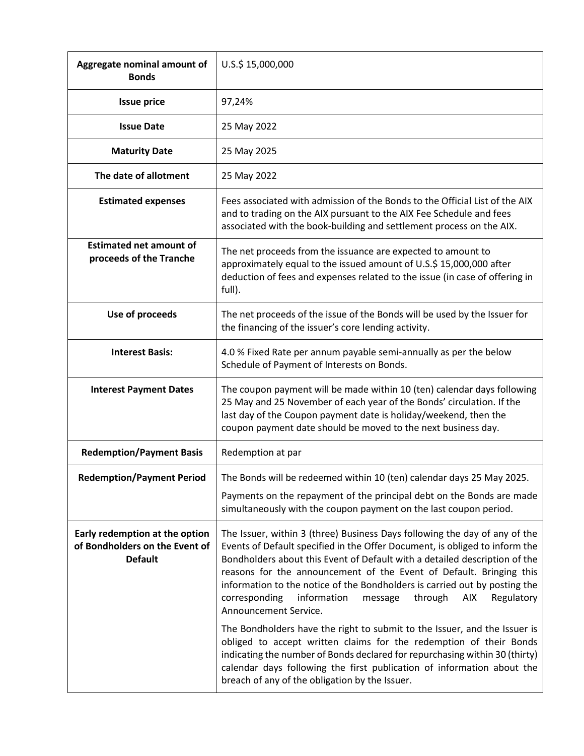| **Aggregate nominal amount of Bonds** | U.S.$ 15,000,000 |
|---|---|
| **Issue price** | 97,24% |
| **Issue Date** | 25 May 2022 |
| **Maturity Date** | 25 May 2025 |
| **The date of allotment** | 25 May 2022 |
| **Estimated expenses** | Fees associated with admission of the Bonds to the Official List of the AIX and to trading on the AIX pursuant to the AIX Fee Schedule and fees associated with the book-building and settlement process on the AIX. |
| **Estimated net amount of proceeds of the Tranche** | The net proceeds from the issuance are expected to amount to approximately equal to the issued amount of U.S.$ 15,000,000 after deduction of fees and expenses related to the issue (in case of offering in full). |
| **Use of proceeds** | The net proceeds of the issue of the Bonds will be used by the Issuer for the financing of the issuer's core lending activity. |
| **Interest Basis:** | 4.0 % Fixed Rate per annum payable semi-annually as per the below Schedule of Payment of Interests on Bonds. |
| **Interest Payment Dates** | The coupon payment will be made within 10 (ten) calendar days following 25 May and 25 November of each year of the Bonds' circulation. If the last day of the Coupon payment date is holiday/weekend, then the coupon payment date should be moved to the next business day. |
| **Redemption/Payment Basis** | Redemption at par |
| **Redemption/Payment Period** | The Bonds will be redeemed within 10 (ten) calendar days 25 May 2025.<br><br>Payments on the repayment of the principal debt on the Bonds are made simultaneously with the coupon payment on the last coupon period. |
| **Early redemption at the option of Bondholders on the Event of Default** | The Issuer, within 3 (three) Business Days following the day of any of the Events of Default specified in the Offer Document, is obliged to inform the Bondholders about this Event of Default with a detailed description of the reasons for the announcement of the Event of Default. Bringing this information to the notice of the Bondholders is carried out by posting the corresponding information message through AIX Regulatory Announcement Service.<br><br>The Bondholders have the right to submit to the Issuer, and the Issuer is obliged to accept written claims for the redemption of their Bonds indicating the number of Bonds declared for repurchasing within 30 (thirty) calendar days following the first publication of information about the breach of any of the obligation by the Issuer. |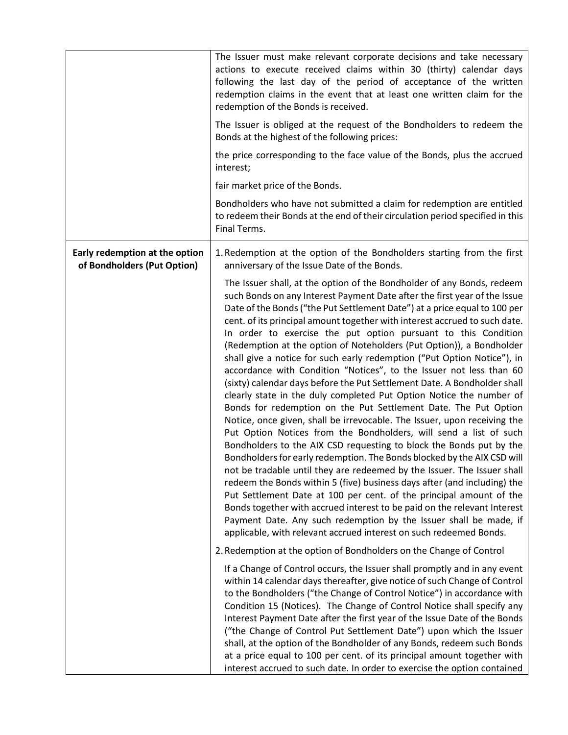| | |
|---|---|
| | The Issuer must make relevant corporate decisions and take necessary actions to execute received claims within 30 (thirty) calendar days following the last day of the period of acceptance of the written redemption claims in the event that at least one written claim for the redemption of the Bonds is received.<br><br>The Issuer is obliged at the request of the Bondholders to redeem the Bonds at the highest of the following prices:<br><br>the price corresponding to the face value of the Bonds, plus the accrued interest;<br><br>fair market price of the Bonds.<br><br>Bondholders who have not submitted a claim for redemption are entitled to redeem their Bonds at the end of their circulation period specified in this Final Terms. |
| **Early redemption at the option of Bondholders (Put Option)** | 1. Redemption at the option of the Bondholders starting from the first anniversary of the Issue Date of the Bonds.<br><br>The Issuer shall, at the option of the Bondholder of any Bonds, redeem such Bonds on any Interest Payment Date after the first year of the Issue Date of the Bonds ("the Put Settlement Date") at a price equal to 100 per cent. of its principal amount together with interest accrued to such date. In order to exercise the put option pursuant to this Condition (Redemption at the option of Noteholders (Put Option)), a Bondholder shall give a notice for such early redemption ("Put Option Notice"), in accordance with Condition "Notices", to the Issuer not less than 60 (sixty) calendar days before the Put Settlement Date. A Bondholder shall clearly state in the duly completed Put Option Notice the number of Bonds for redemption on the Put Settlement Date. The Put Option Notice, once given, shall be irrevocable. The Issuer, upon receiving the Put Option Notices from the Bondholders, will send a list of such Bondholders to the AIX CSD requesting to block the Bonds put by the Bondholders for early redemption. The Bonds blocked by the AIX CSD will not be tradable until they are redeemed by the Issuer. The Issuer shall redeem the Bonds within 5 (five) business days after (and including) the Put Settlement Date at 100 per cent. of the principal amount of the Bonds together with accrued interest to be paid on the relevant Interest Payment Date. Any such redemption by the Issuer shall be made, if applicable, with relevant accrued interest on such redeemed Bonds.<br><br>2. Redemption at the option of Bondholders on the Change of Control<br><br>If a Change of Control occurs, the Issuer shall promptly and in any event within 14 calendar days thereafter, give notice of such Change of Control to the Bondholders ("the Change of Control Notice") in accordance with Condition 15 (Notices). The Change of Control Notice shall specify any Interest Payment Date after the first year of the Issue Date of the Bonds ("the Change of Control Put Settlement Date") upon which the Issuer shall, at the option of the Bondholder of any Bonds, redeem such Bonds at a price equal to 100 per cent. of its principal amount together with interest accrued to such date. In order to exercise the option contained |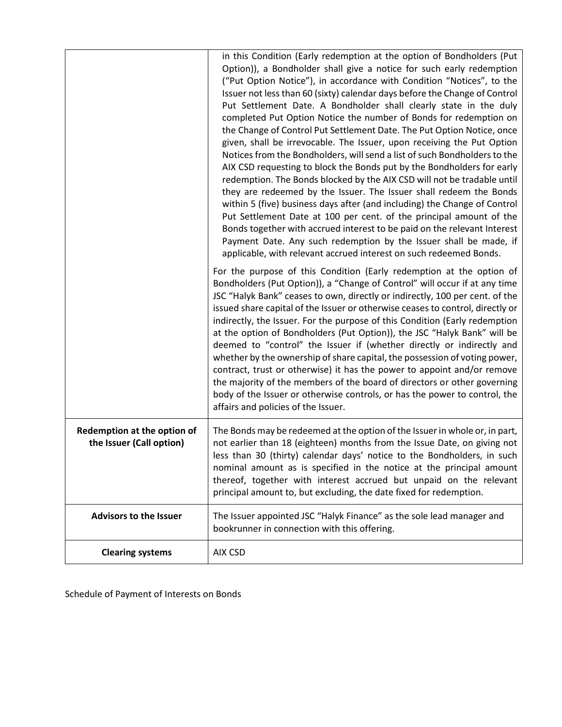| | |
|---|---|
| | in this Condition (Early redemption at the option of Bondholders (Put Option)), a Bondholder shall give a notice for such early redemption ("Put Option Notice"), in accordance with Condition "Notices", to the Issuer not less than 60 (sixty) calendar days before the Change of Control Put Settlement Date. A Bondholder shall clearly state in the duly completed Put Option Notice the number of Bonds for redemption on the Change of Control Put Settlement Date. The Put Option Notice, once given, shall be irrevocable. The Issuer, upon receiving the Put Option Notices from the Bondholders, will send a list of such Bondholders to the AIX CSD requesting to block the Bonds put by the Bondholders for early redemption. The Bonds blocked by the AIX CSD will not be tradable until they are redeemed by the Issuer. The Issuer shall redeem the Bonds within 5 (five) business days after (and including) the Change of Control Put Settlement Date at 100 per cent. of the principal amount of the Bonds together with accrued interest to be paid on the relevant Interest Payment Date. Any such redemption by the Issuer shall be made, if applicable, with relevant accrued interest on such redeemed Bonds.<br><br>For the purpose of this Condition (Early redemption at the option of Bondholders (Put Option)), a "Change of Control" will occur if at any time JSC "Halyk Bank" ceases to own, directly or indirectly, 100 per cent. of the issued share capital of the Issuer or otherwise ceases to control, directly or indirectly, the Issuer. For the purpose of this Condition (Early redemption at the option of Bondholders (Put Option)), the JSC "Halyk Bank" will be deemed to "control" the Issuer if (whether directly or indirectly and whether by the ownership of share capital, the possession of voting power, contract, trust or otherwise) it has the power to appoint and/or remove the majority of the members of the board of directors or other governing body of the Issuer or otherwise controls, or has the power to control, the affairs and policies of the Issuer. |
| **Redemption at the option of the Issuer (Call option)** | The Bonds may be redeemed at the option of the Issuer in whole or, in part, not earlier than 18 (eighteen) months from the Issue Date, on giving not less than 30 (thirty) calendar days' notice to the Bondholders, in such nominal amount as is specified in the notice at the principal amount thereof, together with interest accrued but unpaid on the relevant principal amount to, but excluding, the date fixed for redemption. |
| **Advisors to the Issuer** | The Issuer appointed JSC "Halyk Finance" as the sole lead manager and bookrunner in connection with this offering. |
| **Clearing systems** | AIX CSD |

Schedule of Payment of Interests on Bonds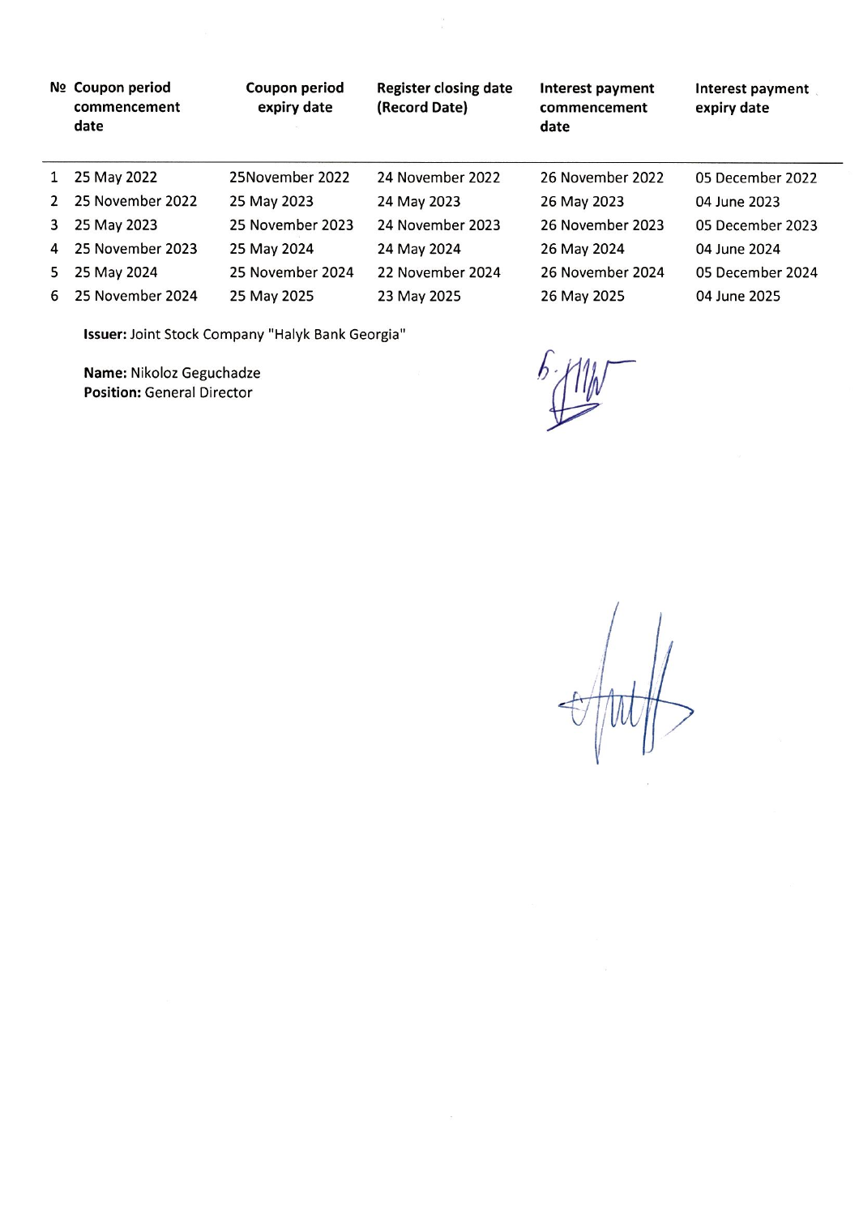| № | Coupon period commencement date | Coupon period expiry date | Register closing date (Record Date) | Interest payment commencement date | Interest payment expiry date |
|---|---|---|---|---|---|
| 1 | 25 May 2022 | 25November 2022 | 24 November 2022 | 26 November 2022 | 05 December 2022 |
| 2 | 25 November 2022 | 25 May 2023 | 24 May 2023 | 26 May 2023 | 04 June 2023 |
| 3 | 25 May 2023 | 25 November 2023 | 24 November 2023 | 26 November 2023 | 05 December 2023 |
| 4 | 25 November 2023 | 25 May 2024 | 24 May 2024 | 26 May 2024 | 04 June 2024 |
| 5 | 25 May 2024 | 25 November 2024 | 22 November 2024 | 26 November 2024 | 05 December 2024 |
| 6 | 25 November 2024 | 25 May 2025 | 23 May 2025 | 26 May 2025 | 04 June 2025 |

**Issuer:** Joint Stock Company "Halyk Bank Georgia"

**Name:** Nikoloz Geguchadze
**Position:** General Director